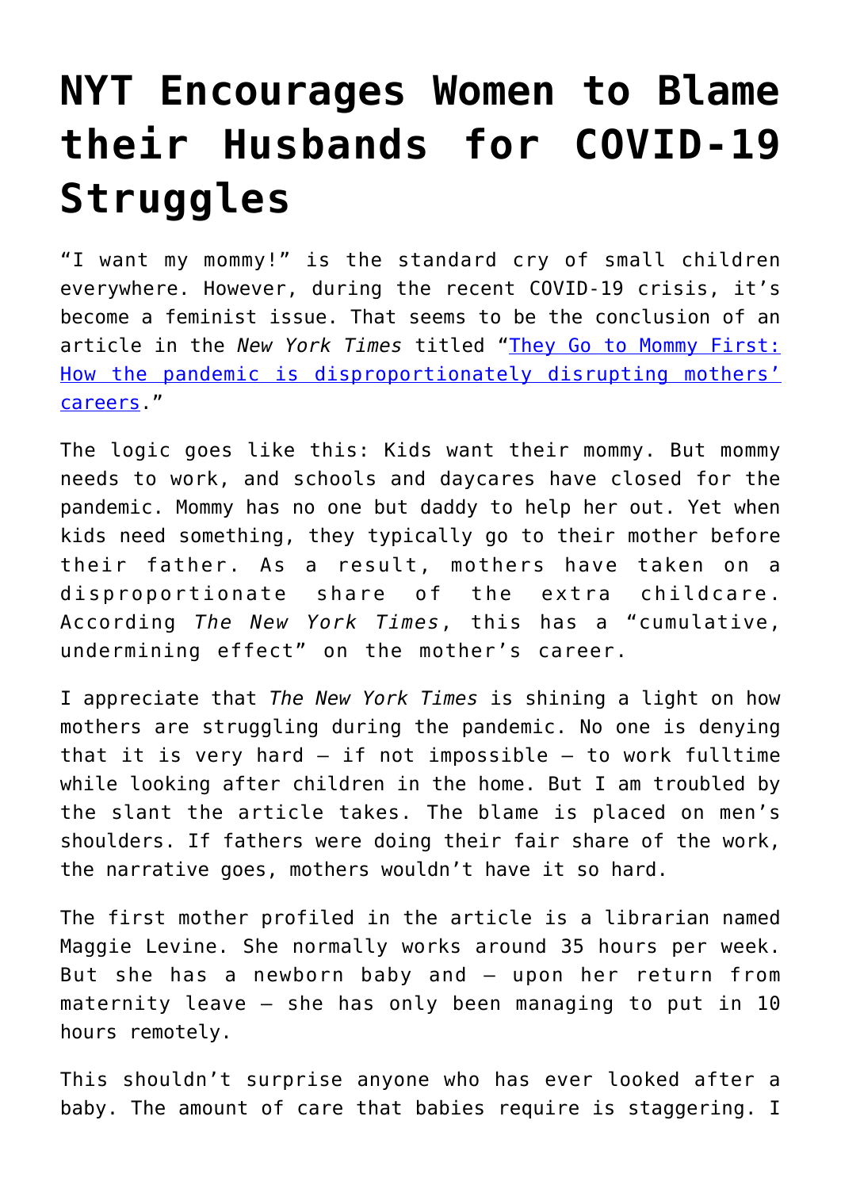# NYT Encourages Women to Blame their Husbands for COVID-19 Struggles

"I want my mommy!" is the standard cry of small children everywhere. However, during the recent COVID-19 crisis, it's become a feminist issue. That seems to be the conclusion of an article in the *New York Times* titled "[They Go to Mommy First: How the pandemic is disproportionately disrupting mothers' careers](#)."

The logic goes like this: Kids want their mommy. But mommy needs to work, and schools and daycares have closed for the pandemic. Mommy has no one but daddy to help her out. Yet when kids need something, they typically go to their mother before their father. As a result, mothers have taken on a disproportionate share of the extra childcare. According *The New York Times*, this has a "cumulative, undermining effect" on the mother's career.

I appreciate that *The New York Times* is shining a light on how mothers are struggling during the pandemic. No one is denying that it is very hard – if not impossible – to work fulltime while looking after children in the home. But I am troubled by the slant the article takes. The blame is placed on men's shoulders. If fathers were doing their fair share of the work, the narrative goes, mothers wouldn't have it so hard.

The first mother profiled in the article is a librarian named Maggie Levine. She normally works around 35 hours per week. But she has a newborn baby and – upon her return from maternity leave – she has only been managing to put in 10 hours remotely.

This shouldn't surprise anyone who has ever looked after a baby. The amount of care that babies require is staggering. I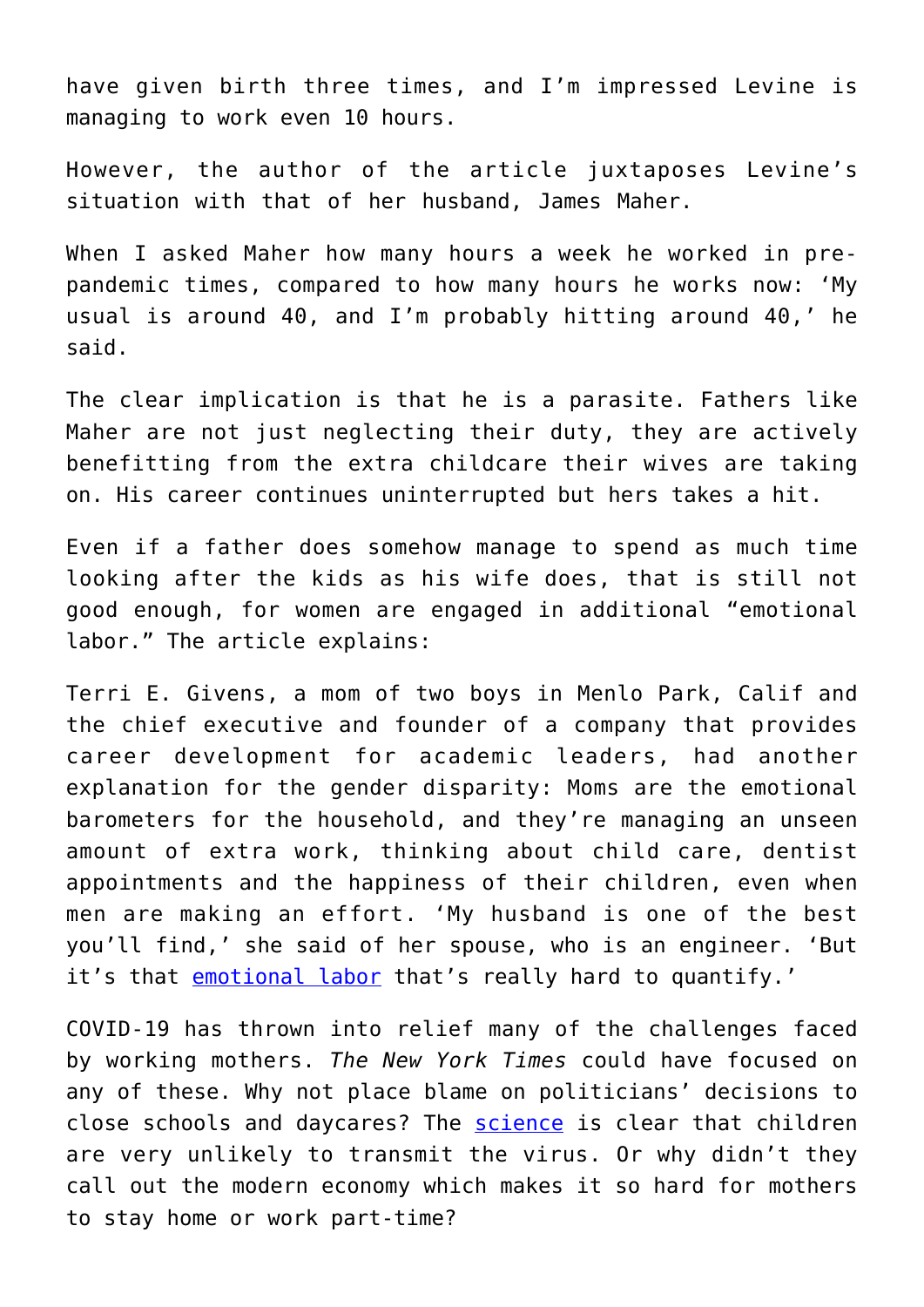have given birth three times, and I'm impressed Levine is managing to work even 10 hours.

However, the author of the article juxtaposes Levine's situation with that of her husband, James Maher.

When I asked Maher how many hours a week he worked in pre-pandemic times, compared to how many hours he works now: 'My usual is around 40, and I'm probably hitting around 40,' he said.

The clear implication is that he is a parasite. Fathers like Maher are not just neglecting their duty, they are actively benefitting from the extra childcare their wives are taking on. His career continues uninterrupted but hers takes a hit.

Even if a father does somehow manage to spend as much time looking after the kids as his wife does, that is still not good enough, for women are engaged in additional "emotional labor." The article explains:

Terri E. Givens, a mom of two boys in Menlo Park, Calif and the chief executive and founder of a company that provides career development for academic leaders, had another explanation for the gender disparity: Moms are the emotional barometers for the household, and they're managing an unseen amount of extra work, thinking about child care, dentist appointments and the happiness of their children, even when men are making an effort. 'My husband is one of the best you'll find,' she said of her spouse, who is an engineer. 'But it's that emotional labor that's really hard to quantify.'

COVID-19 has thrown into relief many of the challenges faced by working mothers. *The New York Times* could have focused on any of these. Why not place blame on politicians' decisions to close schools and daycares? The science is clear that children are very unlikely to transmit the virus. Or why didn't they call out the modern economy which makes it so hard for mothers to stay home or work part-time?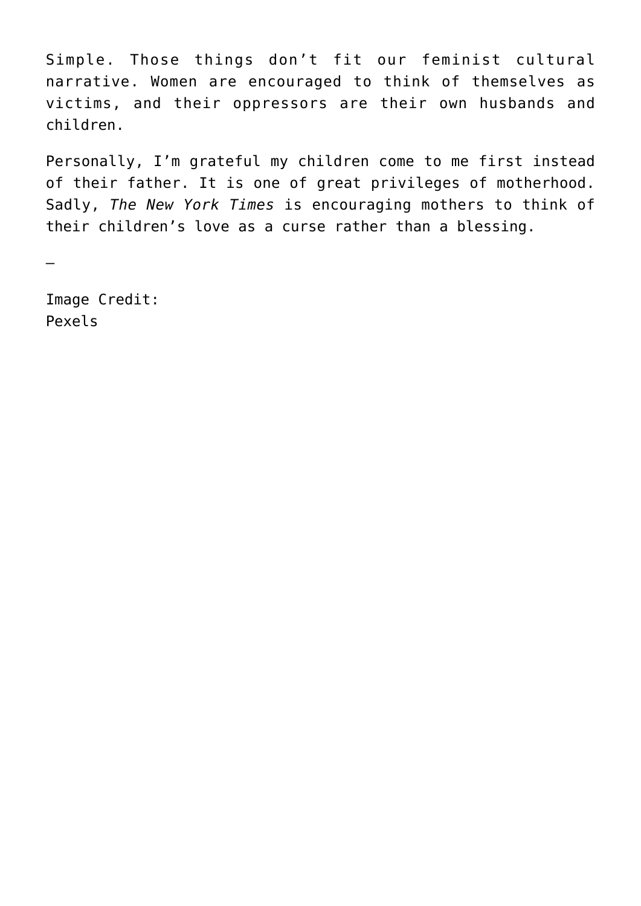Simple. Those things don’t fit our feminist cultural narrative. Women are encouraged to think of themselves as victims, and their oppressors are their own husbands and children.

Personally, I’m grateful my children come to me first instead of their father. It is one of great privileges of motherhood. Sadly, *The New York Times* is encouraging mothers to think of their children’s love as a curse rather than a blessing.

—

Image Credit:
Pexels